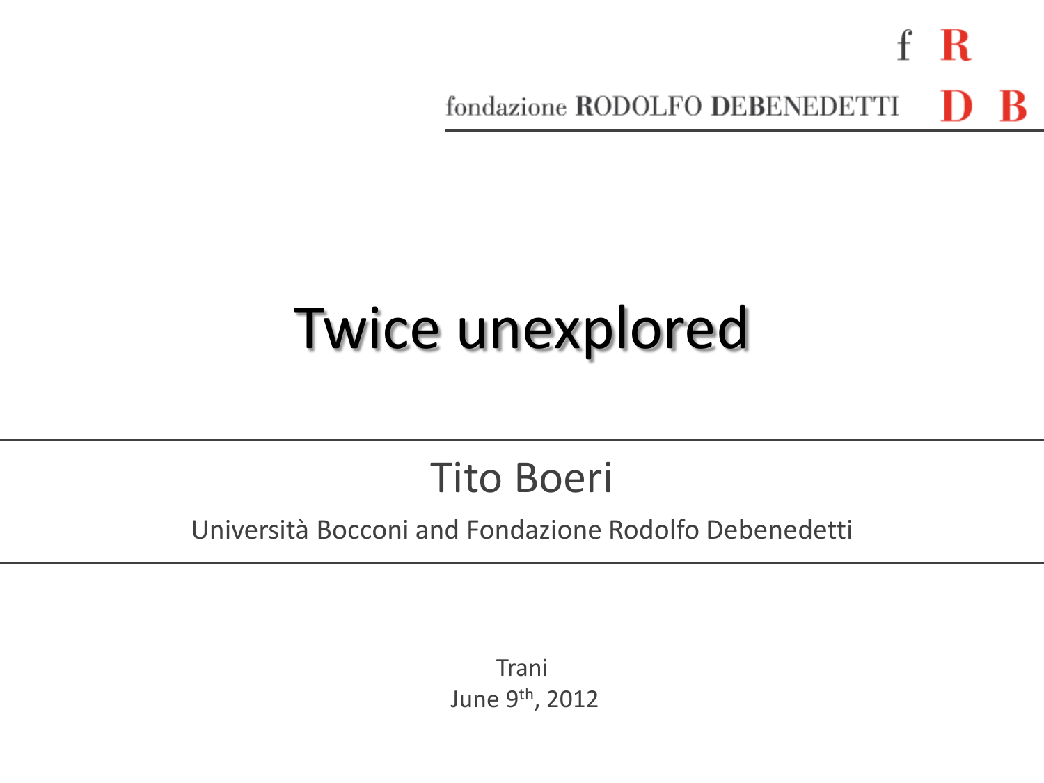fondazione RODOLFO DEBENEDETTI

# Twice unexplored

## Tito Boeri

Università Bocconi and Fondazione Rodolfo Debenedetti

Trani
June 9th, 2012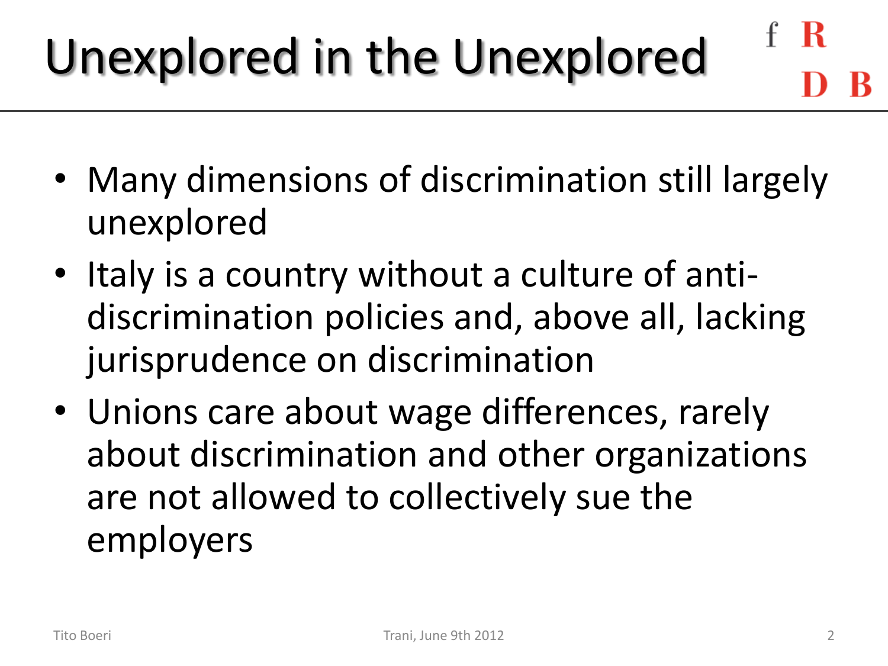# Unexplored in the Unexplored

- Many dimensions of discrimination still largely unexplored
- Italy is a country without a culture of anti-discrimination policies and, above all, lacking jurisprudence on discrimination
- Unions care about wage differences, rarely about discrimination and other organizations are not allowed to collectively sue the employers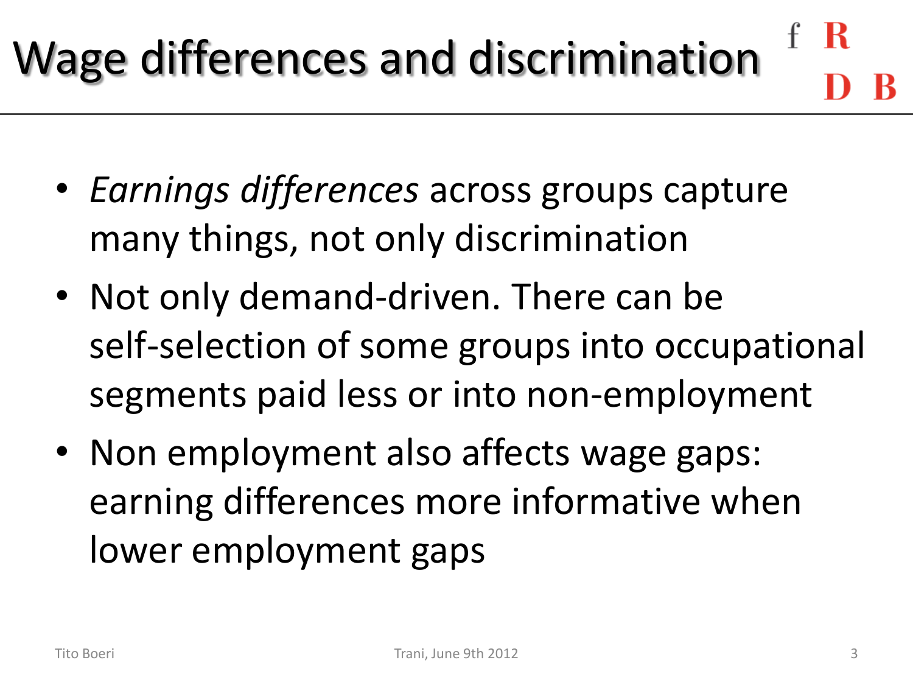# Wage differences and discrimination

- *Earnings differences* across groups capture many things, not only discrimination
- Not only demand-driven. There can be self-selection of some groups into occupational segments paid less or into non-employment
- Non employment also affects wage gaps: earning differences more informative when lower employment gaps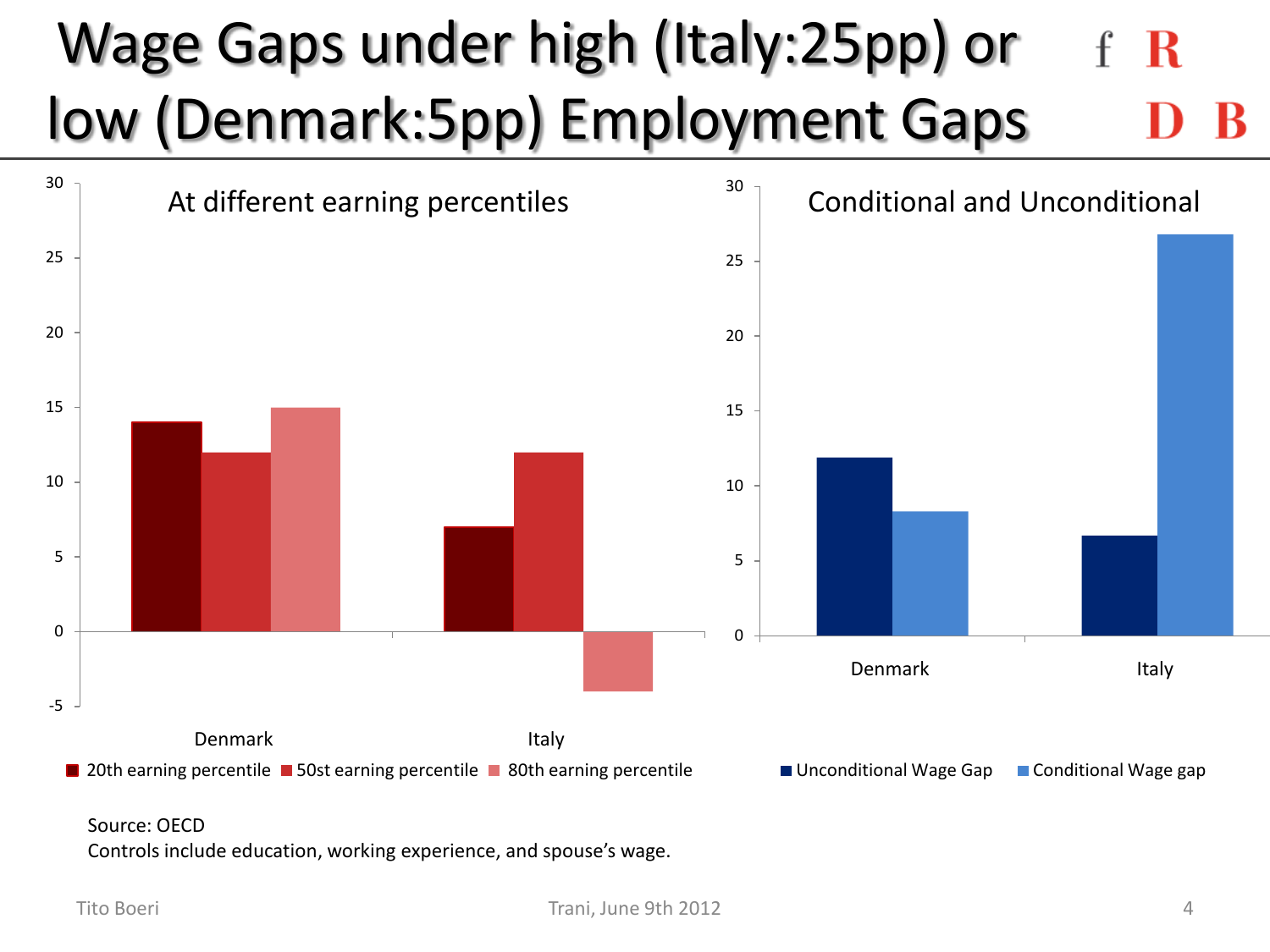# Wage Gaps under high (Italy:25pp) or low (Denmark:5pp) Employment Gaps

At different earning percentiles

30
25
20
15
10
5
0
-5

Denmark
Italy

20th earning percentile
50st earning percentile
80th earning percentile

Conditional and Unconditional

30
25
20
15
10
5
0

Denmark
Italy

Unconditional Wage Gap
Conditional Wage gap

Source: OECD
Controls include education, working experience, and spouse's wage.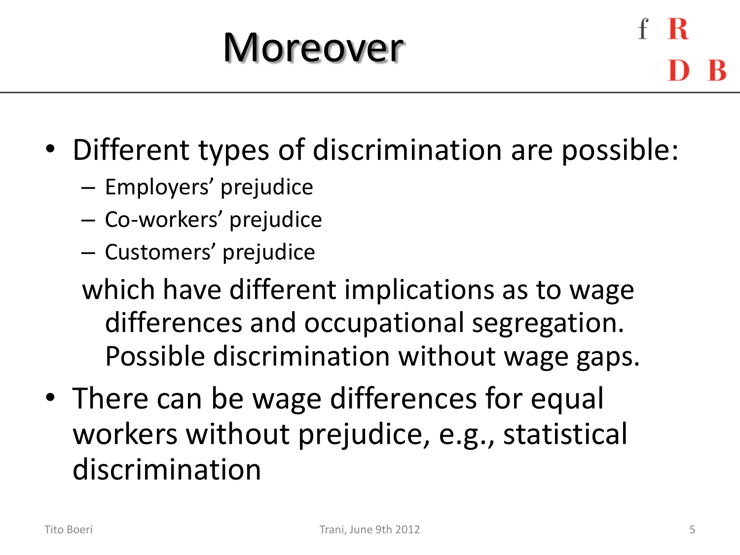# Moreover

- Different types of discrimination are possible:
  - Employers' prejudice
  - Co-workers' prejudice
  - Customers' prejudice

  which have different implications as to wage differences and occupational segregation. Possible discrimination without wage gaps.

- There can be wage differences for equal workers without prejudice, e.g., statistical discrimination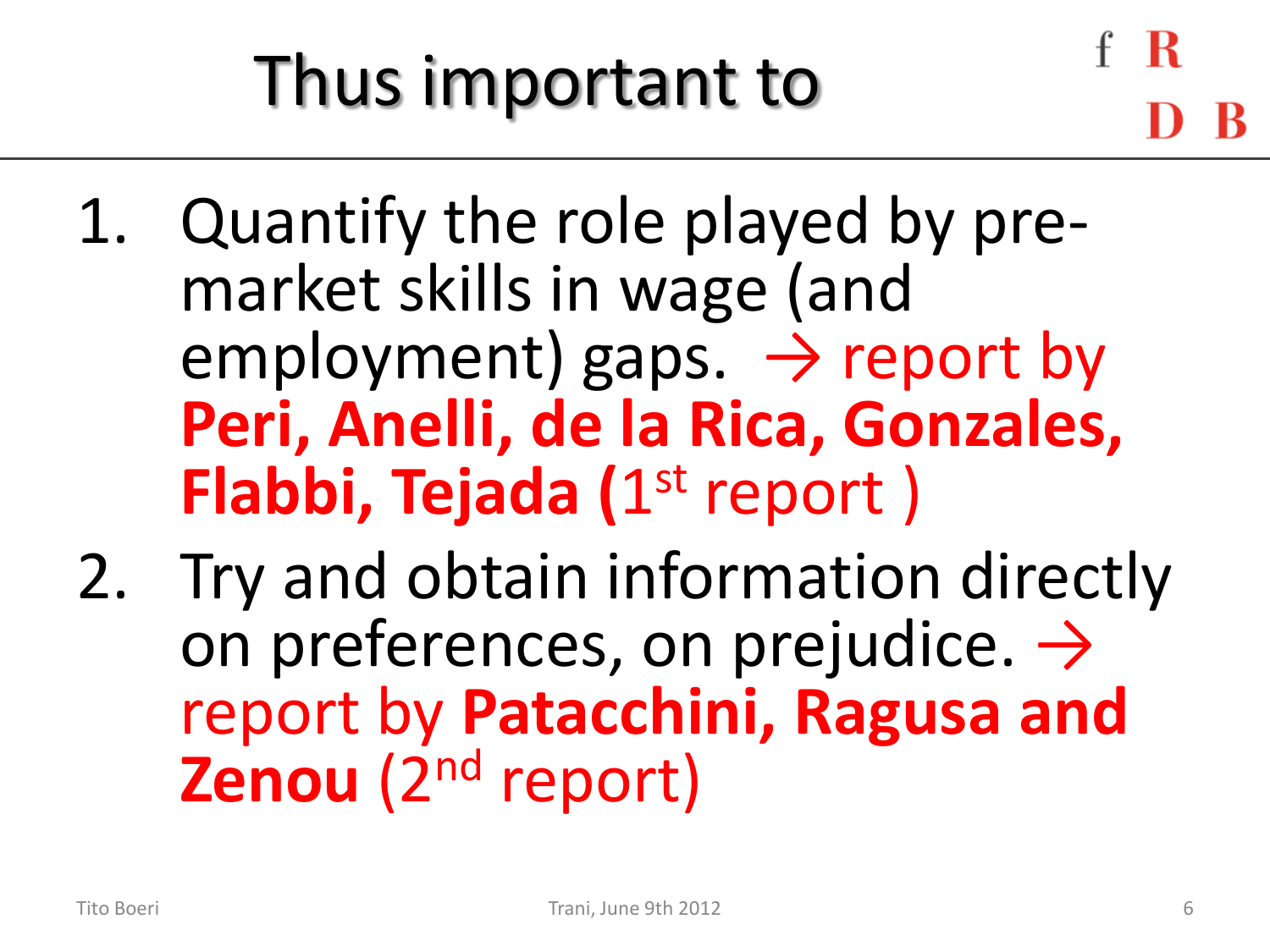# Thus important to

1. Quantify the role played by pre-market skills in wage (and employment) gaps. → report by **Peri, Anelli, de la Rica, Gonzales, Flabbi, Tejada (**1st report )
2. Try and obtain information directly on preferences, on prejudice. → report by **Patacchini, Ragusa and Zenou** (2nd report)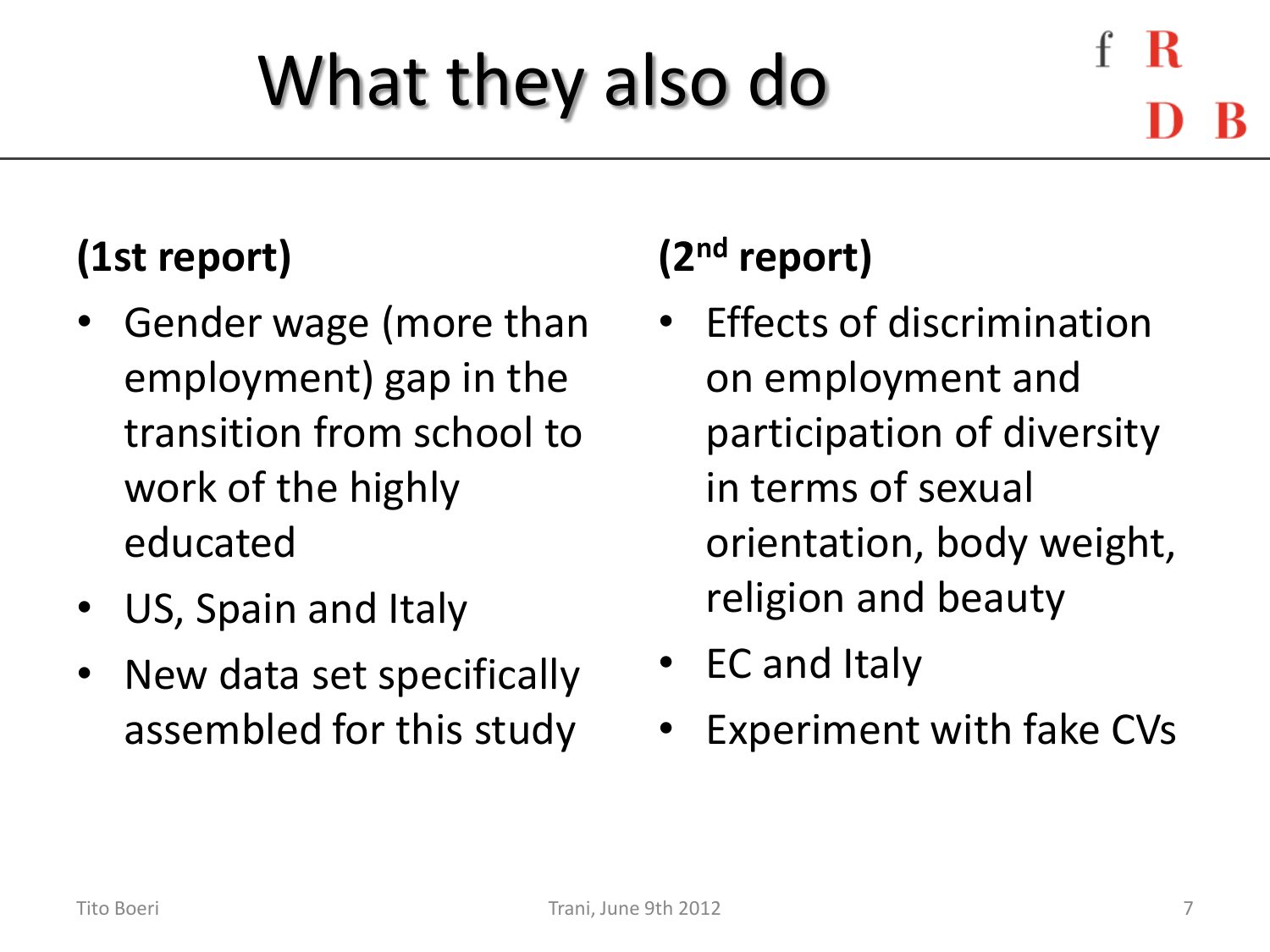# What they also do

**(1st report)**

- Gender wage (more than employment) gap in the transition from school to work of the highly educated
- US, Spain and Italy
- New data set specifically assembled for this study

**(2nd report)**

- Effects of discrimination on employment and participation of diversity in terms of sexual orientation, body weight, religion and beauty
- EC and Italy
- Experiment with fake CVs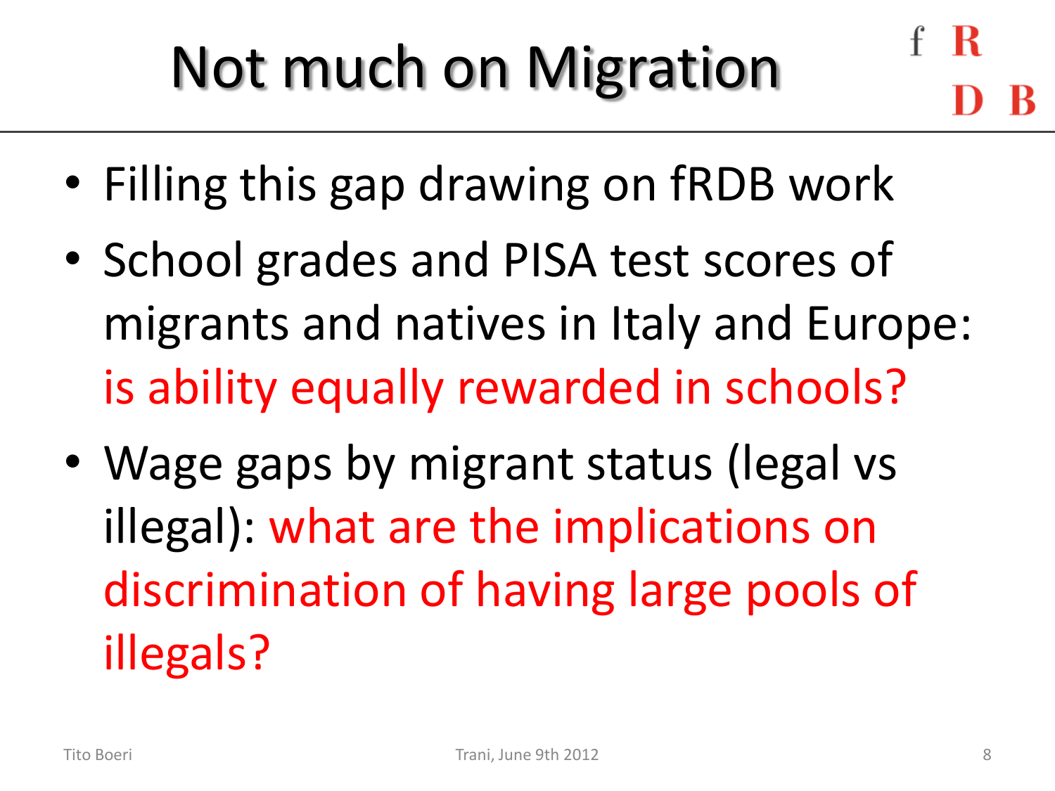# Not much on Migration

- Filling this gap drawing on fRDB work
- School grades and PISA test scores of migrants and natives in Italy and Europe: is ability equally rewarded in schools?
- Wage gaps by migrant status (legal vs illegal): what are the implications on discrimination of having large pools of illegals?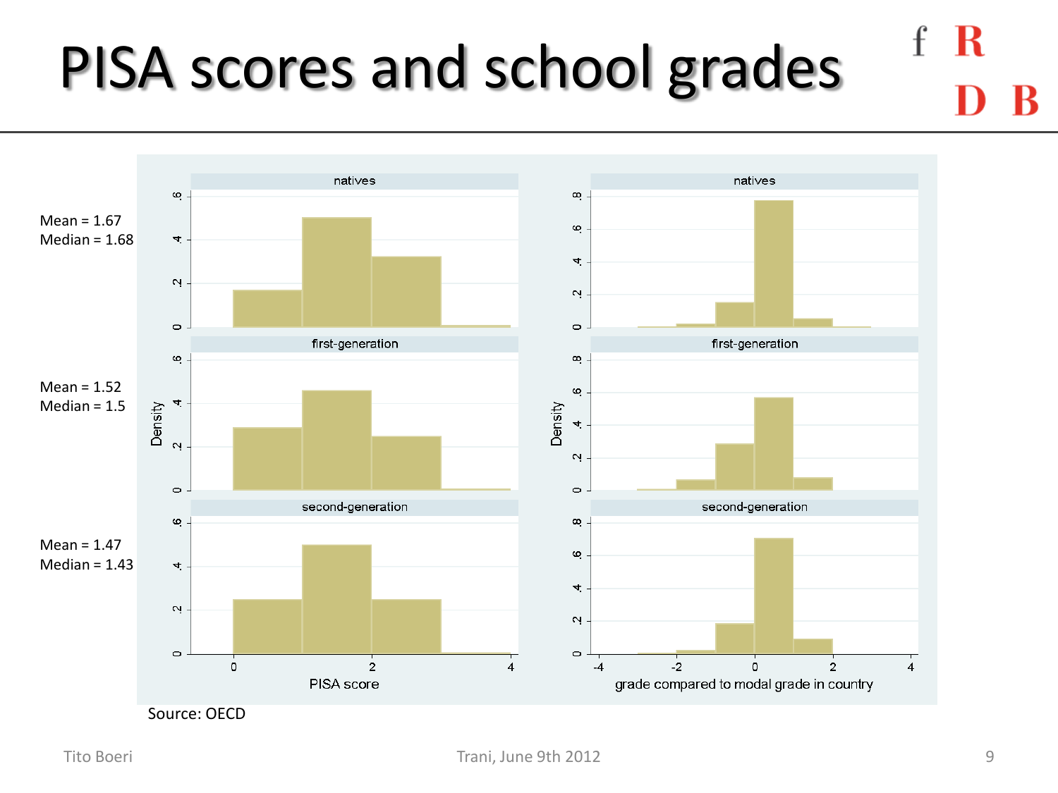# PISA scores and school grades

Mean = 1.67
Median = 1.68

Mean = 1.52
Median = 1.5

Mean = 1.47
Median = 1.43

natives

first-generation

second-generation

Density

0 .2 .4 .6

0 2 4

PISA score

natives

first-generation

second-generation

Density

0 .2 .4 .6 .8

-4 -2 0 2 4

grade compared to modal grade in country

Source: OECD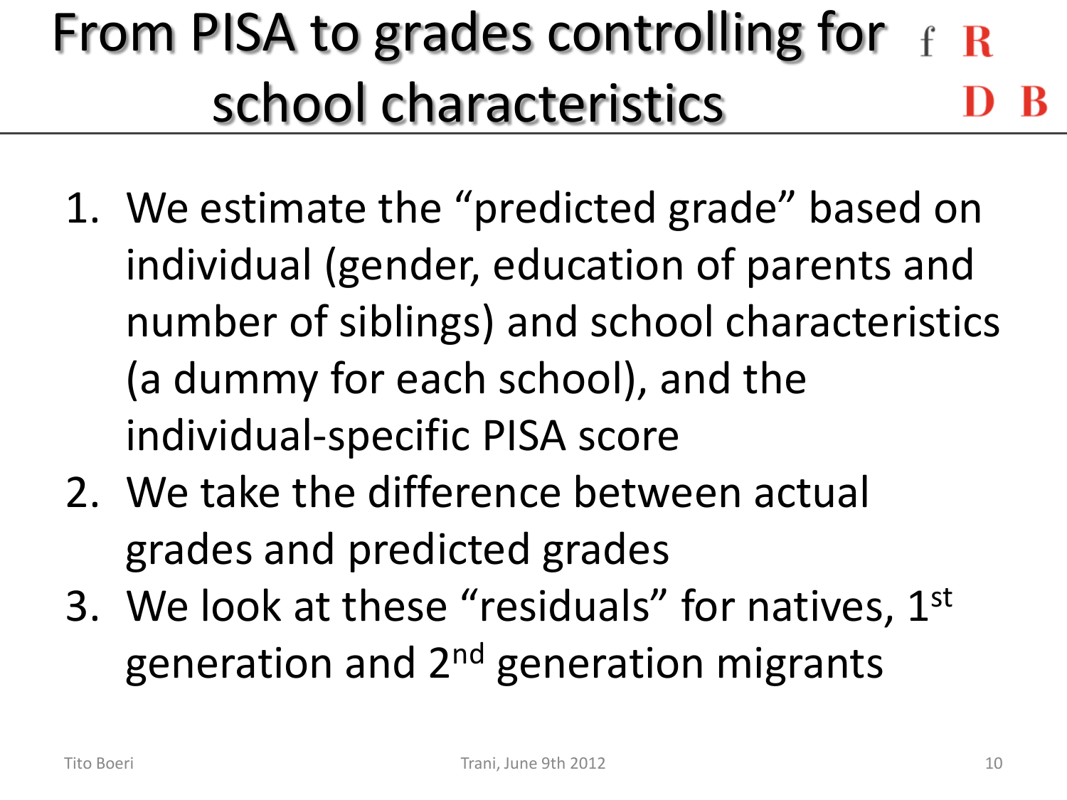# From PISA to grades controlling for school characteristics

1. We estimate the "predicted grade" based on individual (gender, education of parents and number of siblings) and school characteristics (a dummy for each school), and the individual-specific PISA score
2. We take the difference between actual grades and predicted grades
3. We look at these "residuals" for natives, 1st generation and 2nd generation migrants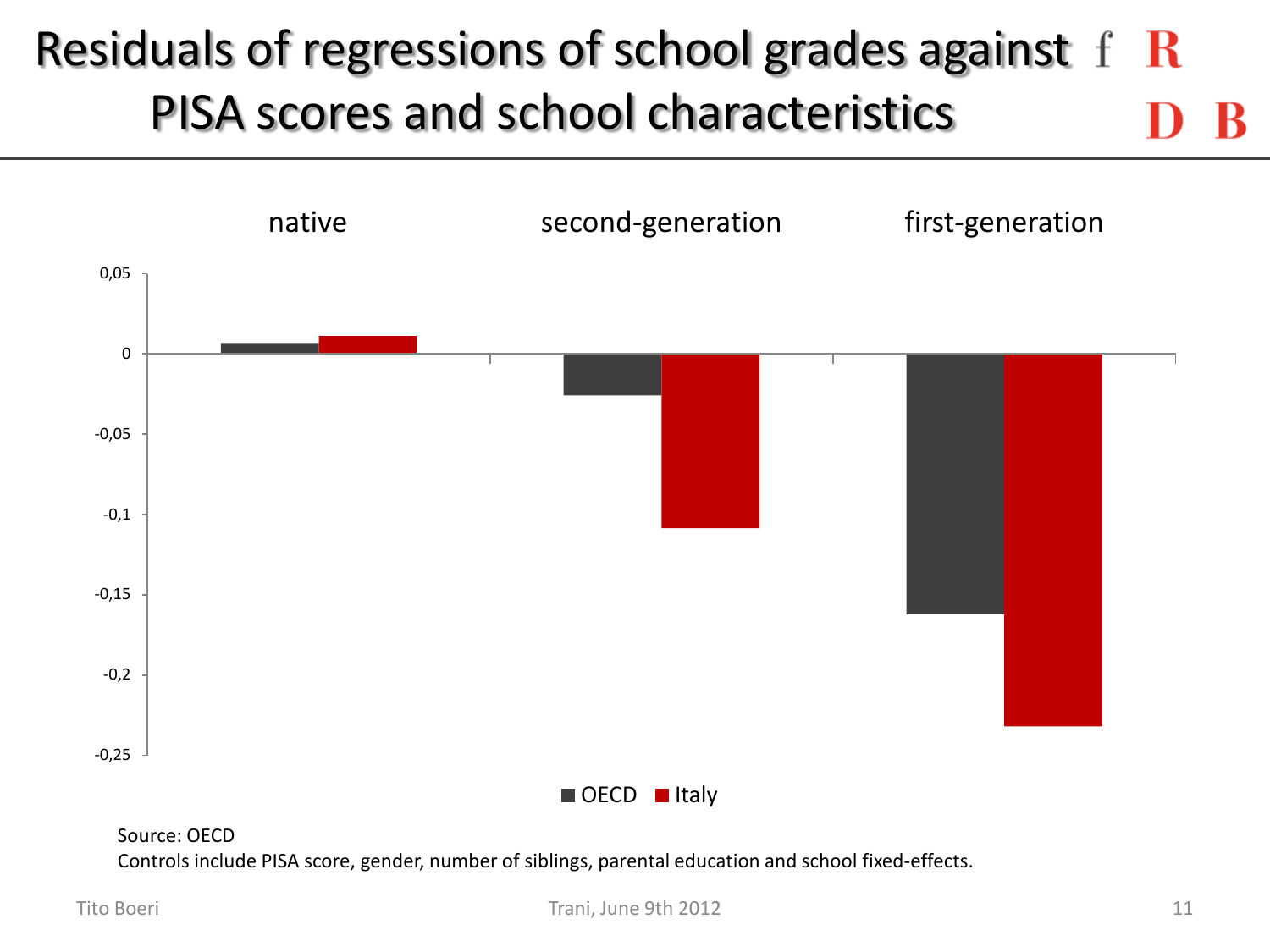# Residuals of regressions of school grades against PISA scores and school characteristics

native

second-generation

first-generation

0,05

0

-0,05

-0,1

-0,15

-0,2

-0,25

OECD Italy

Source: OECD

Controls include PISA score, gender, number of siblings, parental education and school fixed-effects.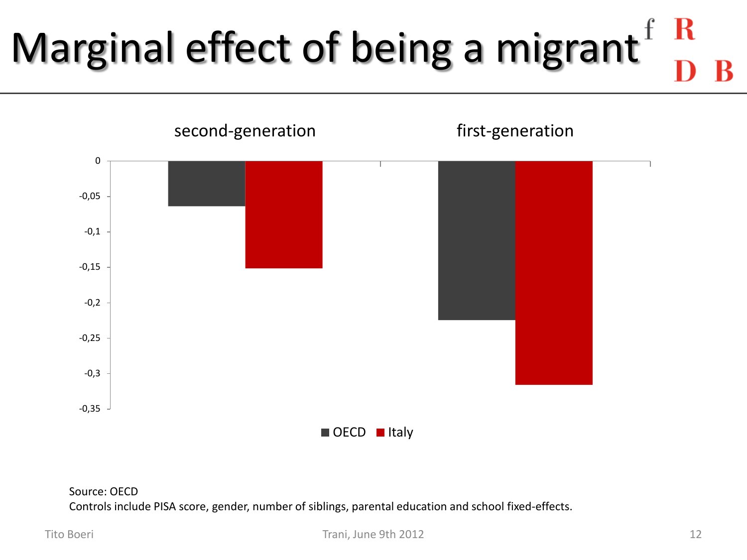# Marginal effect of being a migrant

second-generation

first-generation

0

-0,05

-0,1

-0,15

-0,2

-0,25

-0,3

-0,35

OECD Italy

Source: OECD

Controls include PISA score, gender, number of siblings, parental education and school fixed-effects.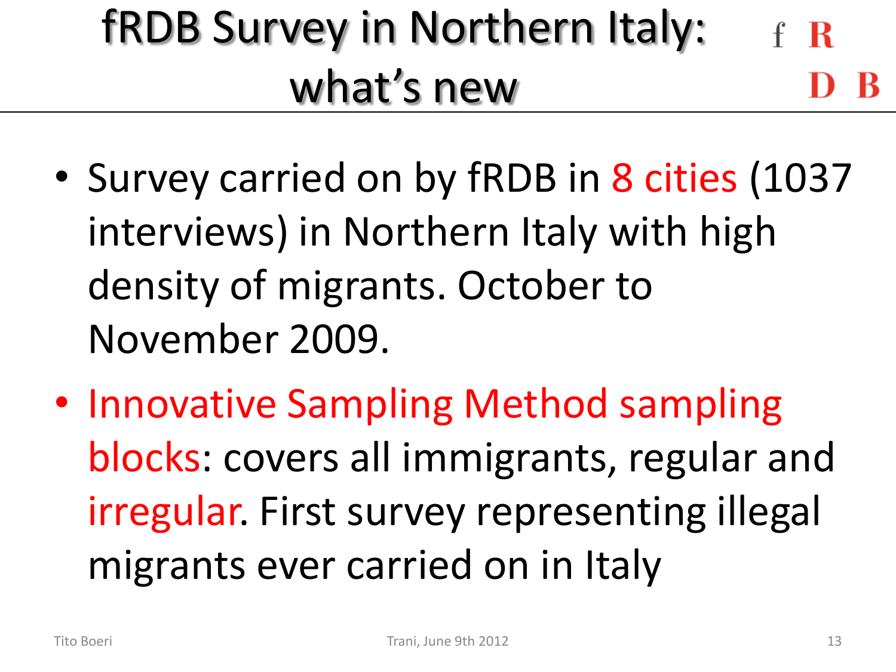# fRDB Survey in Northern Italy: what's new

- Survey carried on by fRDB in 8 cities (1037 interviews) in Northern Italy with high density of migrants. October to November 2009.
- Innovative Sampling Method sampling blocks: covers all immigrants, regular and irregular. First survey representing illegal migrants ever carried on in Italy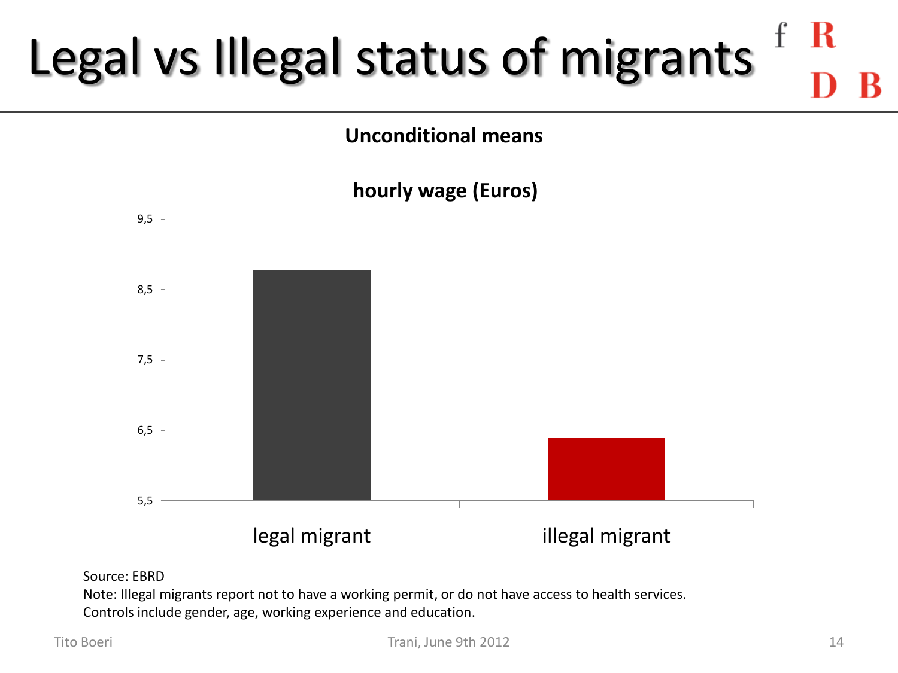# Legal vs Illegal status of migrants

Unconditional means

hourly wage (Euros)

9,5
8,5
7,5
6,5
5,5

legal migrant
illegal migrant

Source: EBRD
Note: Illegal migrants report not to have a working permit, or do not have access to health services.
Controls include gender, age, working experience and education.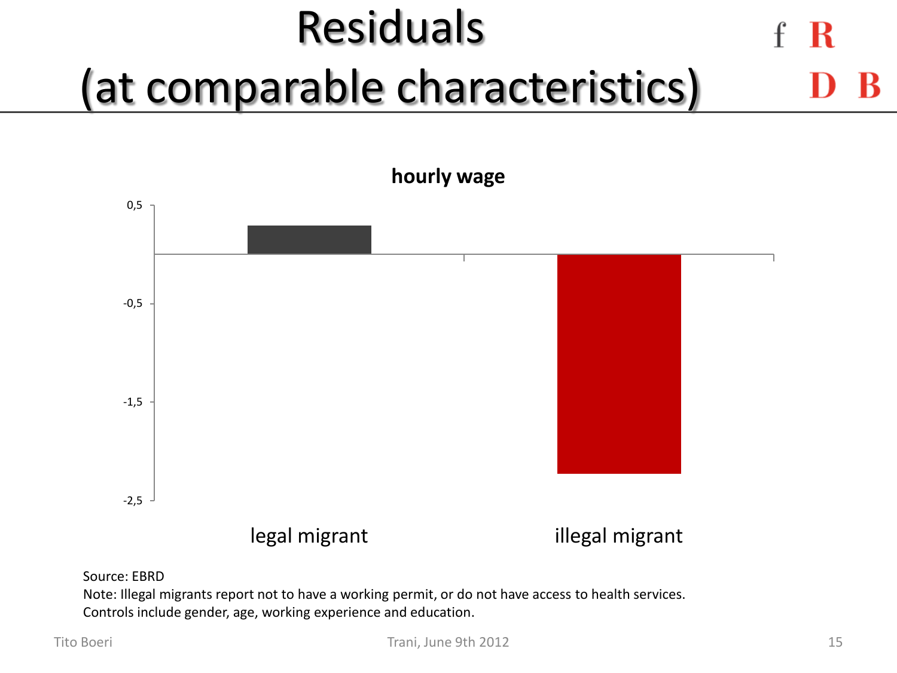# Residuals (at comparable characteristics)

hourly wage

0,5

-0,5

-1,5

-2,5

legal migrant

illegal migrant

Source: EBRD

Note: Illegal migrants report not to have a working permit, or do not have access to health services.

Controls include gender, age, working experience and education.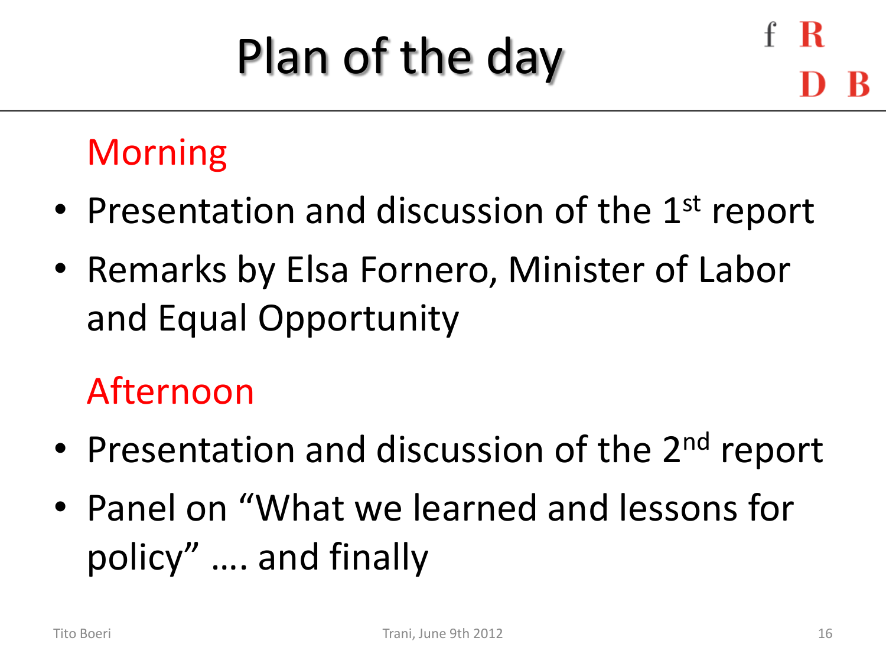# Plan of the day

fRDB

## Morning

- Presentation and discussion of the 1st report
- Remarks by Elsa Fornero, Minister of Labor and Equal Opportunity

## Afternoon

- Presentation and discussion of the 2nd report
- Panel on "What we learned and lessons for policy" …. and finally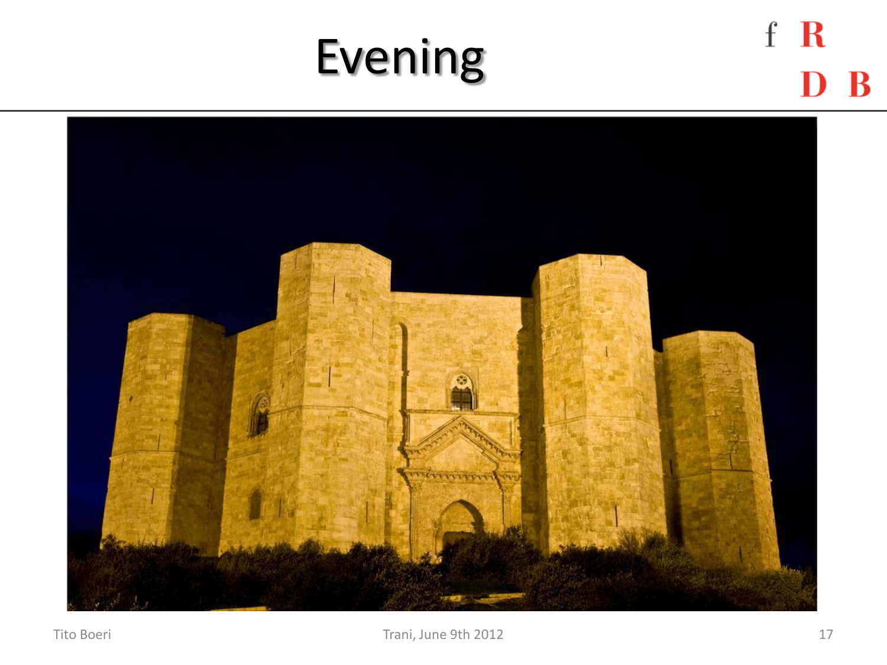# Evening